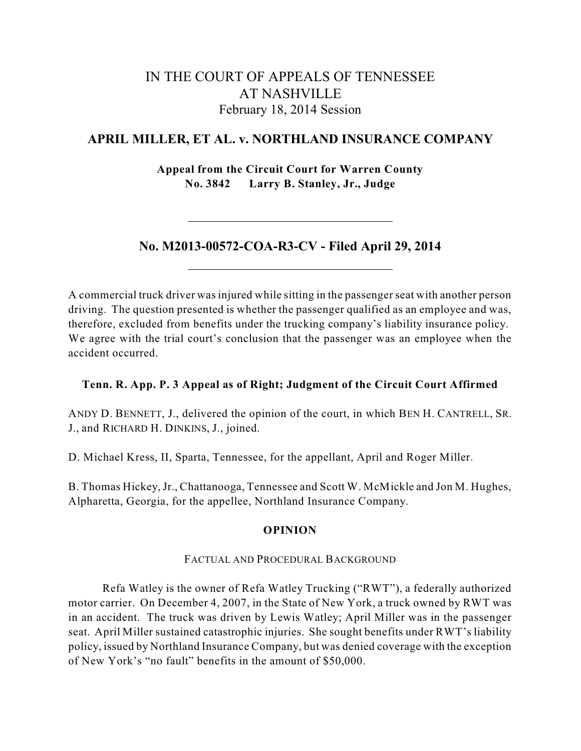# IN THE COURT OF APPEALS OF TENNESSEE
# AT NASHVILLE
February 18, 2014 Session

## APRIL MILLER, ET AL. v. NORTHLAND INSURANCE COMPANY

**Appeal from the Circuit Court for Warren County**
**No. 3842 Larry B. Stanley, Jr., Judge**

---

## No. M2013-00572-COA-R3-CV - Filed April 29, 2014

---

A commercial truck driver was injured while sitting in the passenger seat with another person driving. The question presented is whether the passenger qualified as an employee and was, therefore, excluded from benefits under the trucking company's liability insurance policy. We agree with the trial court's conclusion that the passenger was an employee when the accident occurred.

**Tenn. R. App. P. 3 Appeal as of Right; Judgment of the Circuit Court Affirmed**

ANDY D. BENNETT, J., delivered the opinion of the court, in which BEN H. CANTRELL, SR. J., and RICHARD H. DINKINS, J., joined.

D. Michael Kress, II, Sparta, Tennessee, for the appellant, April and Roger Miller.

B. Thomas Hickey, Jr., Chattanooga, Tennessee and Scott W. McMickle and Jon M. Hughes, Alpharetta, Georgia, for the appellee, Northland Insurance Company.

### OPINION

#### FACTUAL AND PROCEDURAL BACKGROUND

Refa Watley is the owner of Refa Watley Trucking ("RWT"), a federally authorized motor carrier. On December 4, 2007, in the State of New York, a truck owned by RWT was in an accident. The truck was driven by Lewis Watley; April Miller was in the passenger seat. April Miller sustained catastrophic injuries. She sought benefits under RWT's liability policy, issued by Northland Insurance Company, but was denied coverage with the exception of New York's "no fault" benefits in the amount of $50,000.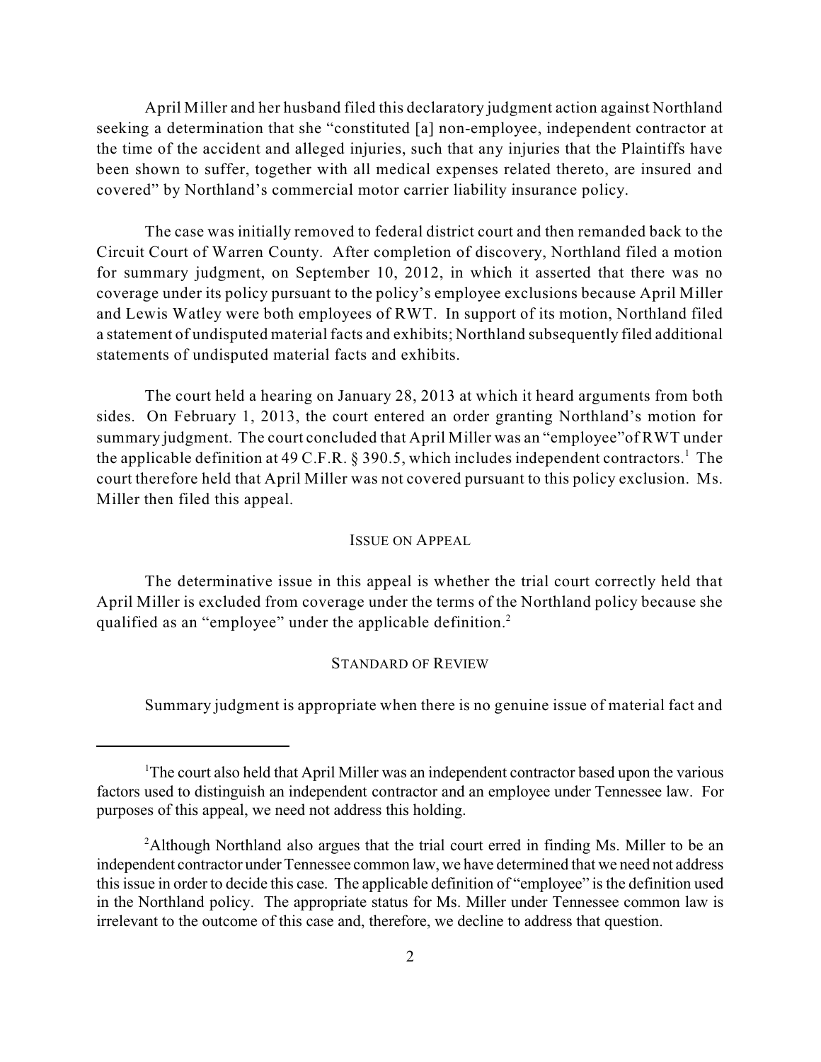April Miller and her husband filed this declaratory judgment action against Northland seeking a determination that she "constituted [a] non-employee, independent contractor at the time of the accident and alleged injuries, such that any injuries that the Plaintiffs have been shown to suffer, together with all medical expenses related thereto, are insured and covered" by Northland's commercial motor carrier liability insurance policy.

The case was initially removed to federal district court and then remanded back to the Circuit Court of Warren County. After completion of discovery, Northland filed a motion for summary judgment, on September 10, 2012, in which it asserted that there was no coverage under its policy pursuant to the policy's employee exclusions because April Miller and Lewis Watley were both employees of RWT. In support of its motion, Northland filed a statement of undisputed material facts and exhibits; Northland subsequently filed additional statements of undisputed material facts and exhibits.

The court held a hearing on January 28, 2013 at which it heard arguments from both sides. On February 1, 2013, the court entered an order granting Northland's motion for summary judgment. The court concluded that April Miller was an "employee" of RWT under the applicable definition at 49 C.F.R. § 390.5, which includes independent contractors.[1] The court therefore held that April Miller was not covered pursuant to this policy exclusion. Ms. Miller then filed this appeal.

## ISSUE ON APPEAL

The determinative issue in this appeal is whether the trial court correctly held that April Miller is excluded from coverage under the terms of the Northland policy because she qualified as an "employee" under the applicable definition.[2]

## STANDARD OF REVIEW

Summary judgment is appropriate when there is no genuine issue of material fact and

---

[1] The court also held that April Miller was an independent contractor based upon the various factors used to distinguish an independent contractor and an employee under Tennessee law. For purposes of this appeal, we need not address this holding.

[2] Although Northland also argues that the trial court erred in finding Ms. Miller to be an independent contractor under Tennessee common law, we have determined that we need not address this issue in order to decide this case. The applicable definition of "employee" is the definition used in the Northland policy. The appropriate status for Ms. Miller under Tennessee common law is irrelevant to the outcome of this case and, therefore, we decline to address that question.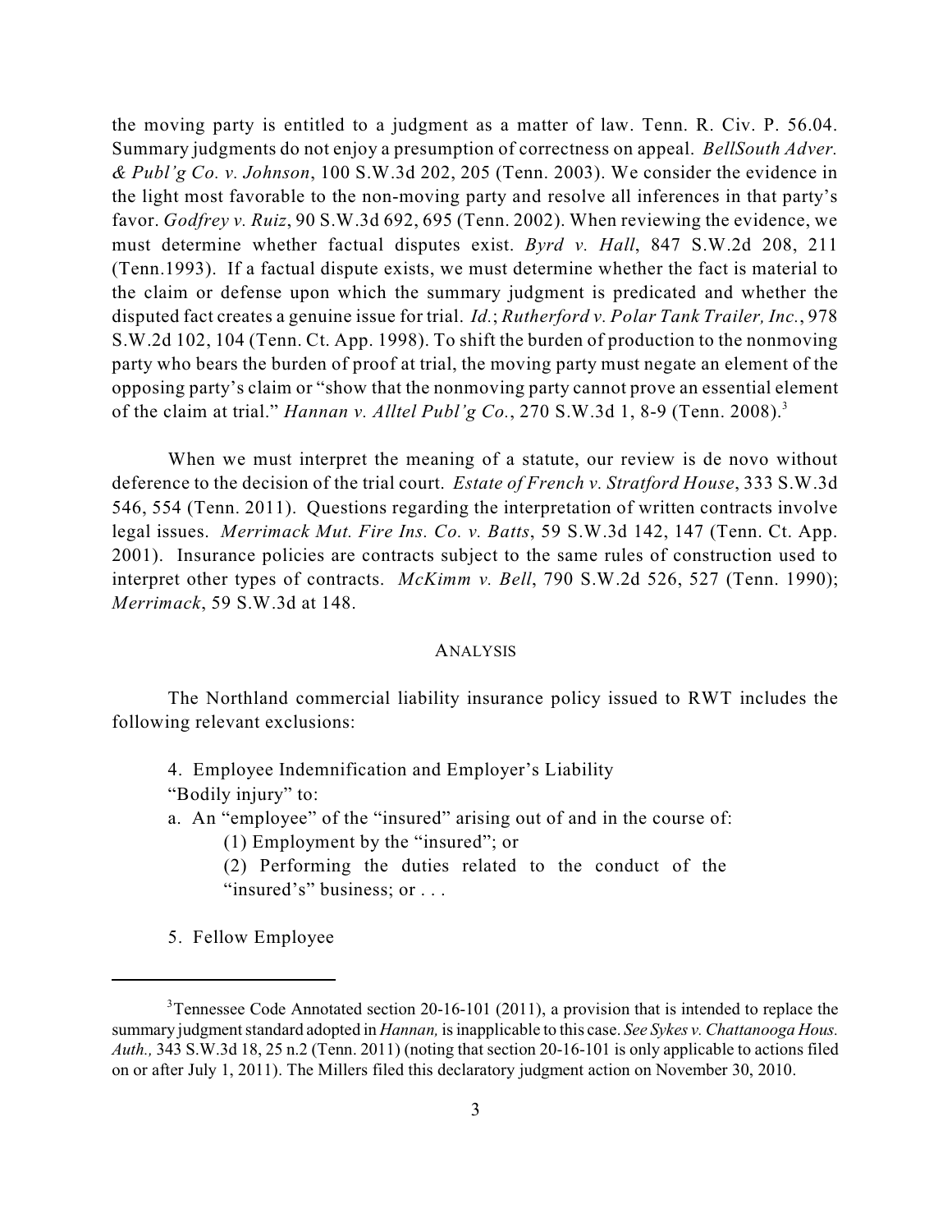the moving party is entitled to a judgment as a matter of law. Tenn. R. Civ. P. 56.04. Summary judgments do not enjoy a presumption of correctness on appeal. *BellSouth Adver. & Publ'g Co. v. Johnson*, 100 S.W.3d 202, 205 (Tenn. 2003). We consider the evidence in the light most favorable to the non-moving party and resolve all inferences in that party's favor. *Godfrey v. Ruiz*, 90 S.W.3d 692, 695 (Tenn. 2002). When reviewing the evidence, we must determine whether factual disputes exist. *Byrd v. Hall*, 847 S.W.2d 208, 211 (Tenn.1993). If a factual dispute exists, we must determine whether the fact is material to the claim or defense upon which the summary judgment is predicated and whether the disputed fact creates a genuine issue for trial. *Id.*; *Rutherford v. Polar Tank Trailer, Inc.*, 978 S.W.2d 102, 104 (Tenn. Ct. App. 1998). To shift the burden of production to the nonmoving party who bears the burden of proof at trial, the moving party must negate an element of the opposing party's claim or "show that the nonmoving party cannot prove an essential element of the claim at trial." *Hannan v. Alltel Publ'g Co.*, 270 S.W.3d 1, 8-9 (Tenn. 2008).[3]

When we must interpret the meaning of a statute, our review is de novo without deference to the decision of the trial court. *Estate of French v. Stratford House*, 333 S.W.3d 546, 554 (Tenn. 2011). Questions regarding the interpretation of written contracts involve legal issues. *Merrimack Mut. Fire Ins. Co. v. Batts*, 59 S.W.3d 142, 147 (Tenn. Ct. App. 2001). Insurance policies are contracts subject to the same rules of construction used to interpret other types of contracts. *McKimm v. Bell*, 790 S.W.2d 526, 527 (Tenn. 1990); *Merrimack*, 59 S.W.3d at 148.

## ANALYSIS

The Northland commercial liability insurance policy issued to RWT includes the following relevant exclusions:

> 4. Employee Indemnification and Employer's Liability
>
> "Bodily injury" to:
>
> a. An "employee" of the "insured" arising out of and in the course of:
>
> (1) Employment by the "insured"; or
>
> (2) Performing the duties related to the conduct of the "insured's" business; or . . .
>
> 5. Fellow Employee

---

[3] Tennessee Code Annotated section 20-16-101 (2011), a provision that is intended to replace the summary judgment standard adopted in *Hannan*, is inapplicable to this case. *See Sykes v. Chattanooga Hous. Auth.*, 343 S.W.3d 18, 25 n.2 (Tenn. 2011) (noting that section 20-16-101 is only applicable to actions filed on or after July 1, 2011). The Millers filed this declaratory judgment action on November 30, 2010.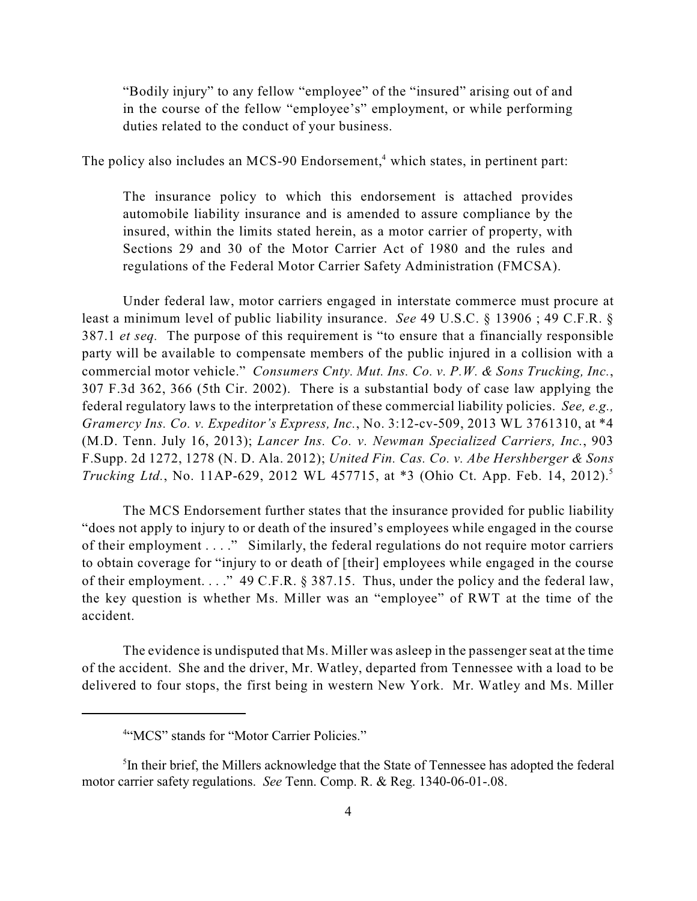> "Bodily injury" to any fellow "employee" of the "insured" arising out of and in the course of the fellow "employee's" employment, or while performing duties related to the conduct of your business.

The policy also includes an MCS-90 Endorsement,[4] which states, in pertinent part:

> The insurance policy to which this endorsement is attached provides automobile liability insurance and is amended to assure compliance by the insured, within the limits stated herein, as a motor carrier of property, with Sections 29 and 30 of the Motor Carrier Act of 1980 and the rules and regulations of the Federal Motor Carrier Safety Administration (FMCSA).

Under federal law, motor carriers engaged in interstate commerce must procure at least a minimum level of public liability insurance. *See* 49 U.S.C. § 13906 ; 49 C.F.R. § 387.1 *et seq.* The purpose of this requirement is "to ensure that a financially responsible party will be available to compensate members of the public injured in a collision with a commercial motor vehicle." *Consumers Cnty. Mut. Ins. Co. v. P.W. & Sons Trucking, Inc.*, 307 F.3d 362, 366 (5th Cir. 2002). There is a substantial body of case law applying the federal regulatory laws to the interpretation of these commercial liability policies. *See, e.g., Gramercy Ins. Co. v. Expeditor's Express, Inc.*, No. 3:12-cv-509, 2013 WL 3761310, at *4 (M.D. Tenn. July 16, 2013); *Lancer Ins. Co. v. Newman Specialized Carriers, Inc.*, 903 F.Supp. 2d 1272, 1278 (N. D. Ala. 2012); *United Fin. Cas. Co. v. Abe Hershberger & Sons Trucking Ltd.*, No. 11AP-629, 2012 WL 457715, at *3 (Ohio Ct. App. Feb. 14, 2012).[5]

The MCS Endorsement further states that the insurance provided for public liability "does not apply to injury to or death of the insured's employees while engaged in the course of their employment . . . ." Similarly, the federal regulations do not require motor carriers to obtain coverage for "injury to or death of [their] employees while engaged in the course of their employment. . . ." 49 C.F.R. § 387.15. Thus, under the policy and the federal law, the key question is whether Ms. Miller was an "employee" of RWT at the time of the accident.

The evidence is undisputed that Ms. Miller was asleep in the passenger seat at the time of the accident. She and the driver, Mr. Watley, departed from Tennessee with a load to be delivered to four stops, the first being in western New York. Mr. Watley and Ms. Miller

---

[4]"MCS" stands for "Motor Carrier Policies."

[5]In their brief, the Millers acknowledge that the State of Tennessee has adopted the federal motor carrier safety regulations. *See* Tenn. Comp. R. & Reg. 1340-06-01-.08.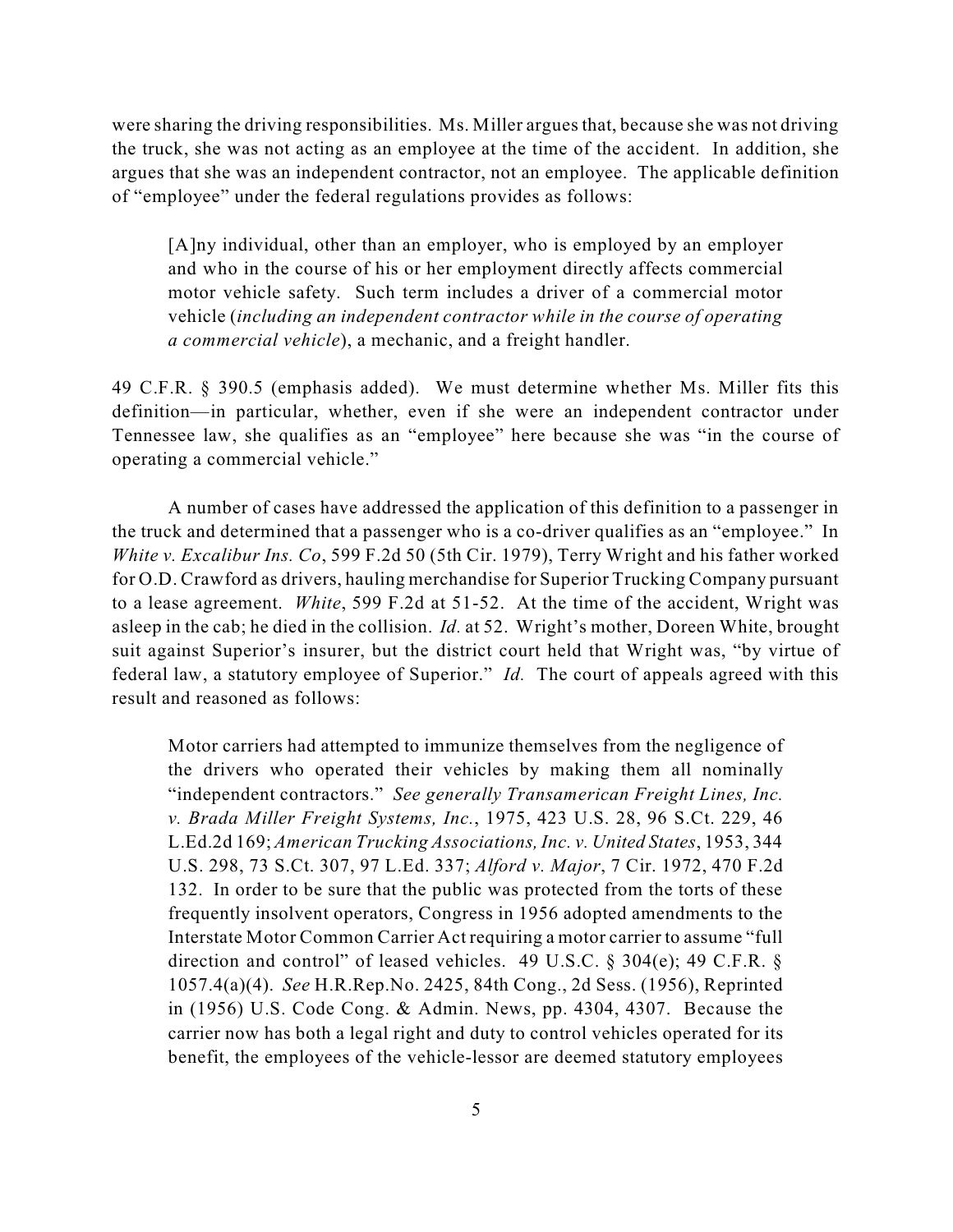were sharing the driving responsibilities. Ms. Miller argues that, because she was not driving the truck, she was not acting as an employee at the time of the accident. In addition, she argues that she was an independent contractor, not an employee. The applicable definition of "employee" under the federal regulations provides as follows:

> [A]ny individual, other than an employer, who is employed by an employer and who in the course of his or her employment directly affects commercial motor vehicle safety. Such term includes a driver of a commercial motor vehicle (*including an independent contractor while in the course of operating a commercial vehicle*), a mechanic, and a freight handler.

49 C.F.R. § 390.5 (emphasis added). We must determine whether Ms. Miller fits this definition—in particular, whether, even if she were an independent contractor under Tennessee law, she qualifies as an "employee" here because she was "in the course of operating a commercial vehicle."

A number of cases have addressed the application of this definition to a passenger in the truck and determined that a passenger who is a co-driver qualifies as an "employee." In *White v. Excalibur Ins. Co*, 599 F.2d 50 (5th Cir. 1979), Terry Wright and his father worked for O.D. Crawford as drivers, hauling merchandise for Superior Trucking Company pursuant to a lease agreement. *White*, 599 F.2d at 51-52. At the time of the accident, Wright was asleep in the cab; he died in the collision. *Id.* at 52. Wright's mother, Doreen White, brought suit against Superior's insurer, but the district court held that Wright was, "by virtue of federal law, a statutory employee of Superior." *Id.* The court of appeals agreed with this result and reasoned as follows:

> Motor carriers had attempted to immunize themselves from the negligence of the drivers who operated their vehicles by making them all nominally "independent contractors." *See generally Transamerican Freight Lines, Inc. v. Brada Miller Freight Systems, Inc.*, 1975, 423 U.S. 28, 96 S.Ct. 229, 46 L.Ed.2d 169; *American Trucking Associations, Inc. v. United States*, 1953, 344 U.S. 298, 73 S.Ct. 307, 97 L.Ed. 337; *Alford v. Major*, 7 Cir. 1972, 470 F.2d 132. In order to be sure that the public was protected from the torts of these frequently insolvent operators, Congress in 1956 adopted amendments to the Interstate Motor Common Carrier Act requiring a motor carrier to assume "full direction and control" of leased vehicles. 49 U.S.C. § 304(e); 49 C.F.R. § 1057.4(a)(4). *See* H.R.Rep.No. 2425, 84th Cong., 2d Sess. (1956), Reprinted in (1956) U.S. Code Cong. & Admin. News, pp. 4304, 4307. Because the carrier now has both a legal right and duty to control vehicles operated for its benefit, the employees of the vehicle-lessor are deemed statutory employees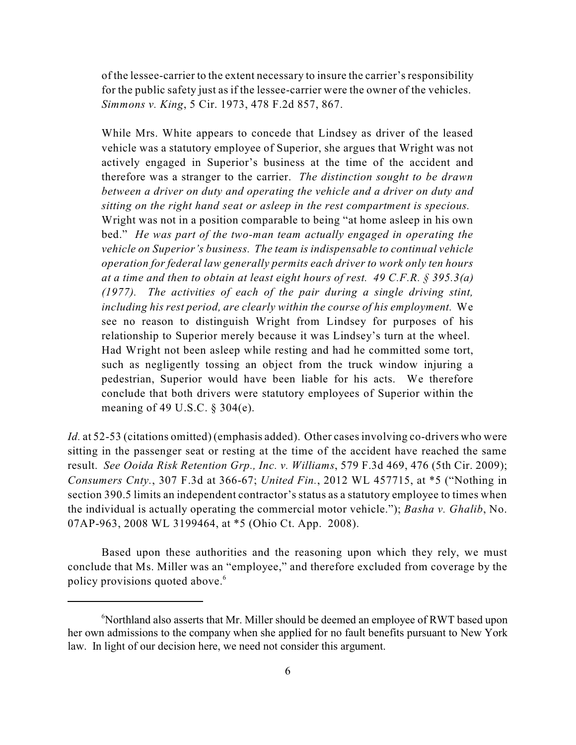of the lessee-carrier to the extent necessary to insure the carrier's responsibility for the public safety just as if the lessee-carrier were the owner of the vehicles. *Simmons v. King*, 5 Cir. 1973, 478 F.2d 857, 867.

> While Mrs. White appears to concede that Lindsey as driver of the leased vehicle was a statutory employee of Superior, she argues that Wright was not actively engaged in Superior's business at the time of the accident and therefore was a stranger to the carrier. *The distinction sought to be drawn between a driver on duty and operating the vehicle and a driver on duty and sitting on the right hand seat or asleep in the rest compartment is specious.* Wright was not in a position comparable to being "at home asleep in his own bed." *He was part of the two-man team actually engaged in operating the vehicle on Superior's business. The team is indispensable to continual vehicle operation for federal law generally permits each driver to work only ten hours at a time and then to obtain at least eight hours of rest. 49 C.F.R. § 395.3(a) (1977). The activities of each of the pair during a single driving stint, including his rest period, are clearly within the course of his employment.* We see no reason to distinguish Wright from Lindsey for purposes of his relationship to Superior merely because it was Lindsey's turn at the wheel. Had Wright not been asleep while resting and had he committed some tort, such as negligently tossing an object from the truck window injuring a pedestrian, Superior would have been liable for his acts. We therefore conclude that both drivers were statutory employees of Superior within the meaning of 49 U.S.C. § 304(e).

*Id.* at 52-53 (citations omitted) (emphasis added). Other cases involving co-drivers who were sitting in the passenger seat or resting at the time of the accident have reached the same result. *See Ooida Risk Retention Grp., Inc. v. Williams*, 579 F.3d 469, 476 (5th Cir. 2009); *Consumers Cnty.*, 307 F.3d at 366-67; *United Fin.*, 2012 WL 457715, at *5 ("Nothing in section 390.5 limits an independent contractor's status as a statutory employee to times when the individual is actually operating the commercial motor vehicle."); *Basha v. Ghalib*, No. 07AP-963, 2008 WL 3199464, at *5 (Ohio Ct. App. 2008).

Based upon these authorities and the reasoning upon which they rely, we must conclude that Ms. Miller was an "employee," and therefore excluded from coverage by the policy provisions quoted above.[6]

---

[6] Northland also asserts that Mr. Miller should be deemed an employee of RWT based upon her own admissions to the company when she applied for no fault benefits pursuant to New York law. In light of our decision here, we need not consider this argument.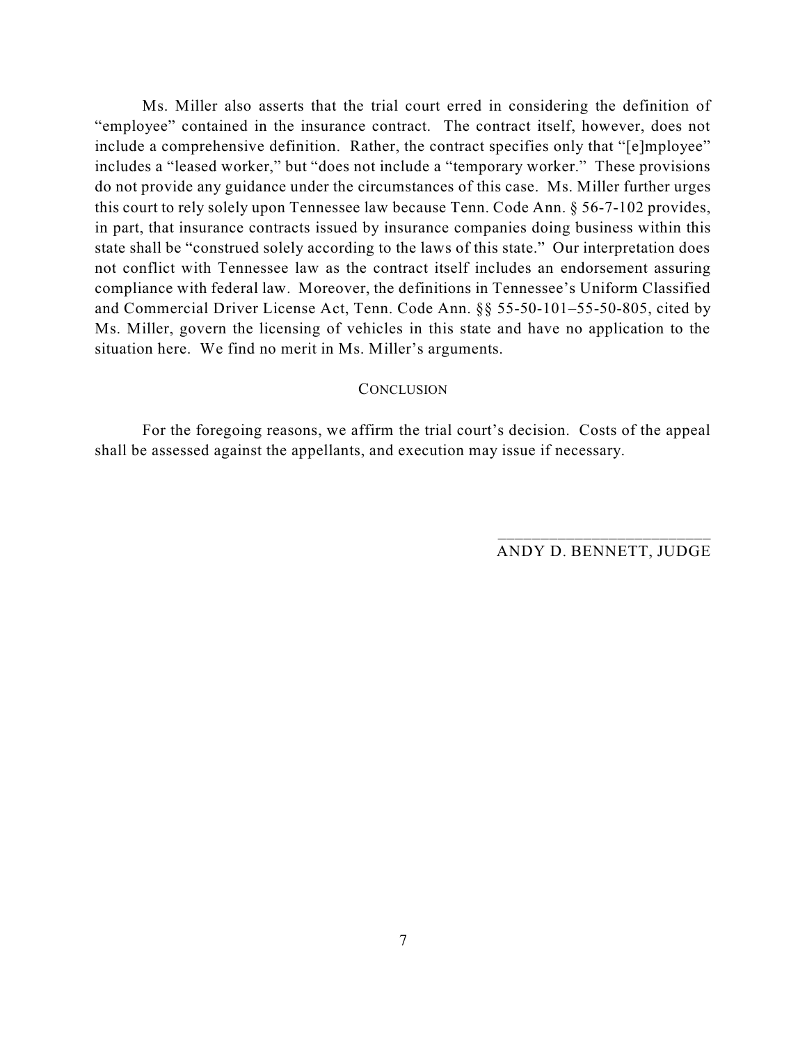Ms. Miller also asserts that the trial court erred in considering the definition of "employee" contained in the insurance contract. The contract itself, however, does not include a comprehensive definition. Rather, the contract specifies only that "[e]mployee" includes a "leased worker," but "does not include a "temporary worker." These provisions do not provide any guidance under the circumstances of this case. Ms. Miller further urges this court to rely solely upon Tennessee law because Tenn. Code Ann. § 56-7-102 provides, in part, that insurance contracts issued by insurance companies doing business within this state shall be "construed solely according to the laws of this state." Our interpretation does not conflict with Tennessee law as the contract itself includes an endorsement assuring compliance with federal law. Moreover, the definitions in Tennessee's Uniform Classified and Commercial Driver License Act, Tenn. Code Ann. §§ 55-50-101–55-50-805, cited by Ms. Miller, govern the licensing of vehicles in this state and have no application to the situation here. We find no merit in Ms. Miller's arguments.

## CONCLUSION

For the foregoing reasons, we affirm the trial court's decision. Costs of the appeal shall be assessed against the appellants, and execution may issue if necessary.

\_\_\_\_\_\_\_\_\_\_\_\_\_\_\_\_\_\_\_\_\_\_\_\_\_\_

ANDY D. BENNETT, JUDGE